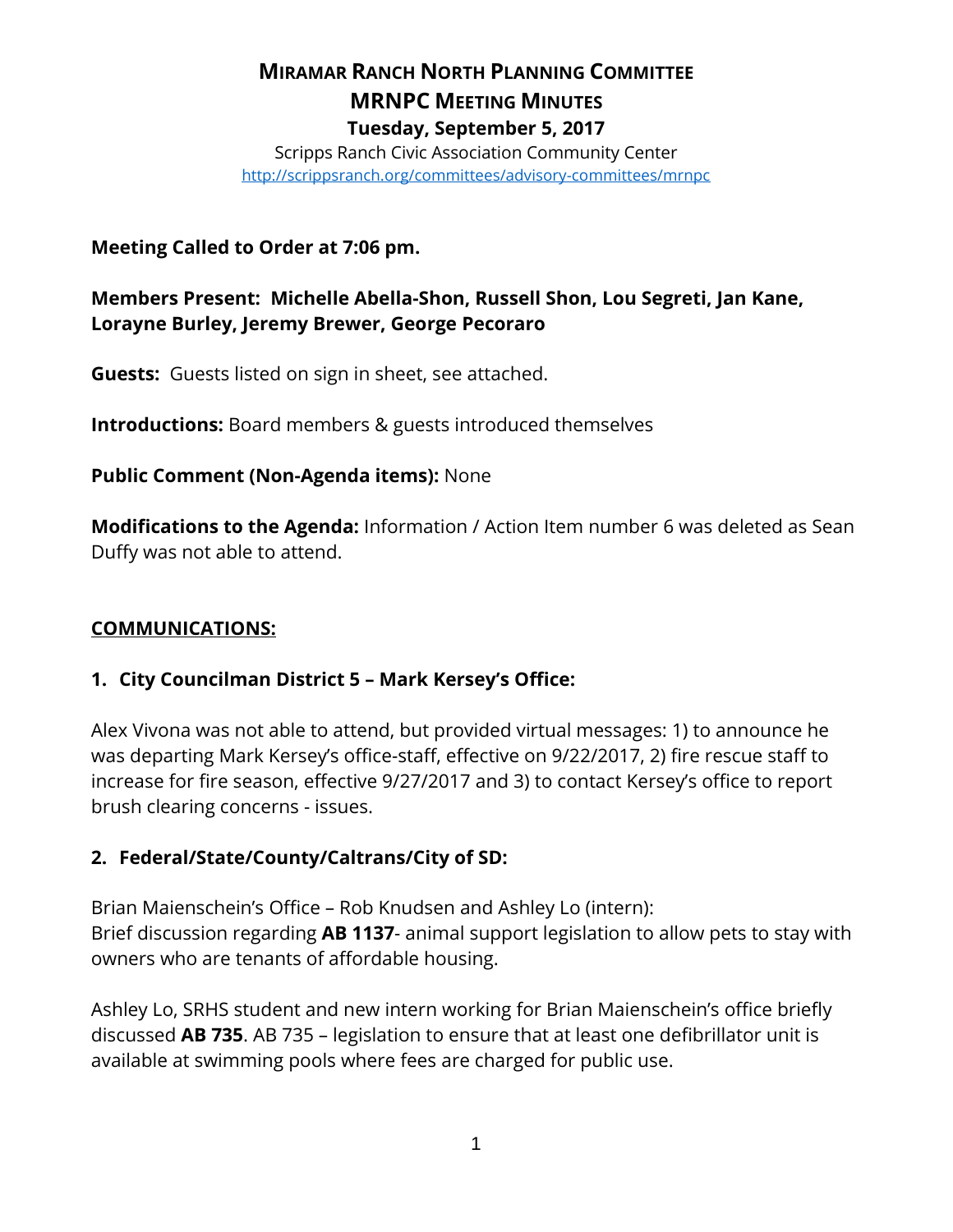# MIRAMAR RANCH NORTH PLANNING COMMITTEE
# MRNPC MEETING MINUTES
### Tuesday, September 5, 2017

Scripps Ranch Civic Association Community Center
http://scrippsranch.org/committees/advisory-committees/mrnpc

**Meeting Called to Order at 7:06 pm.**

**Members Present: Michelle Abella-Shon, Russell Shon, Lou Segreti, Jan Kane, Lorayne Burley, Jeremy Brewer, George Pecoraro**

**Guests:** Guests listed on sign in sheet, see attached.

**Introductions:** Board members & guests introduced themselves

**Public Comment (Non-Agenda items):** None

**Modifications to the Agenda:** Information / Action Item number 6 was deleted as Sean Duffy was not able to attend.

## COMMUNICATIONS:

### 1. City Councilman District 5 – Mark Kersey's Office:

Alex Vivona was not able to attend, but provided virtual messages: 1) to announce he was departing Mark Kersey's office-staff, effective on 9/22/2017, 2) fire rescue staff to increase for fire season, effective 9/27/2017 and 3) to contact Kersey's office to report brush clearing concerns - issues.

### 2. Federal/State/County/Caltrans/City of SD:

Brian Maienschein's Office – Rob Knudsen and Ashley Lo (intern):
Brief discussion regarding **AB 1137**- animal support legislation to allow pets to stay with owners who are tenants of affordable housing.

Ashley Lo, SRHS student and new intern working for Brian Maienschein's office briefly discussed **AB 735**. AB 735 – legislation to ensure that at least one defibrillator unit is available at swimming pools where fees are charged for public use.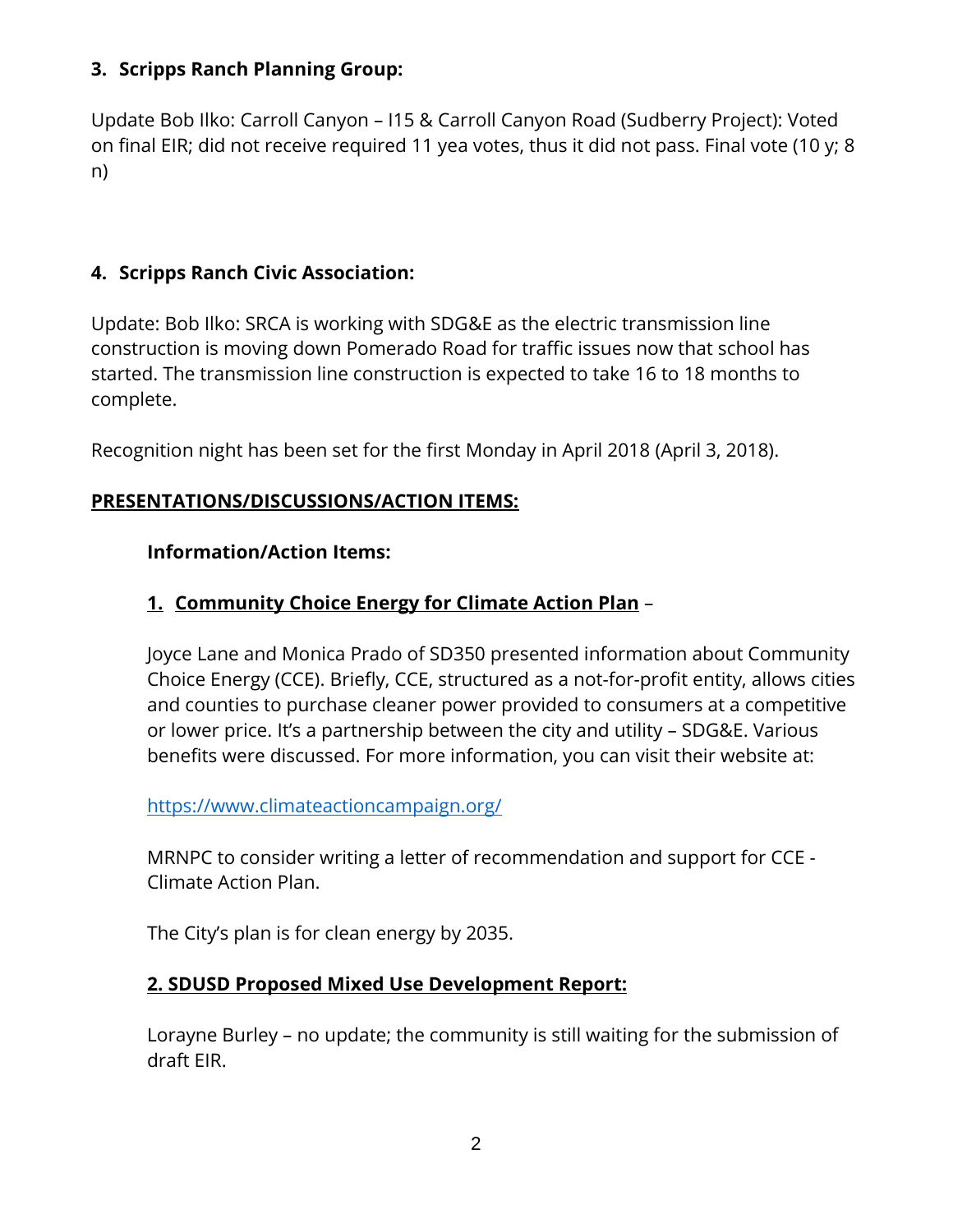**3. Scripps Ranch Planning Group:**

Update Bob Ilko: Carroll Canyon – I15 & Carroll Canyon Road (Sudberry Project): Voted on final EIR; did not receive required 11 yea votes, thus it did not pass. Final vote (10 y; 8 n)

**4. Scripps Ranch Civic Association:**

Update: Bob Ilko: SRCA is working with SDG&E as the electric transmission line construction is moving down Pomerado Road for traffic issues now that school has started. The transmission line construction is expected to take 16 to 18 months to complete.

Recognition night has been set for the first Monday in April 2018 (April 3, 2018).

**PRESENTATIONS/DISCUSSIONS/ACTION ITEMS:**

**Information/Action Items:**

**1. Community Choice Energy for Climate Action Plan** –

Joyce Lane and Monica Prado of SD350 presented information about Community Choice Energy (CCE). Briefly, CCE, structured as a not-for-profit entity, allows cities and counties to purchase cleaner power provided to consumers at a competitive or lower price. It's a partnership between the city and utility – SDG&E. Various benefits were discussed. For more information, you can visit their website at:

https://www.climateactioncampaign.org/

MRNPC to consider writing a letter of recommendation and support for CCE - Climate Action Plan.

The City's plan is for clean energy by 2035.

**2. SDUSD Proposed Mixed Use Development Report:**

Lorayne Burley – no update; the community is still waiting for the submission of draft EIR.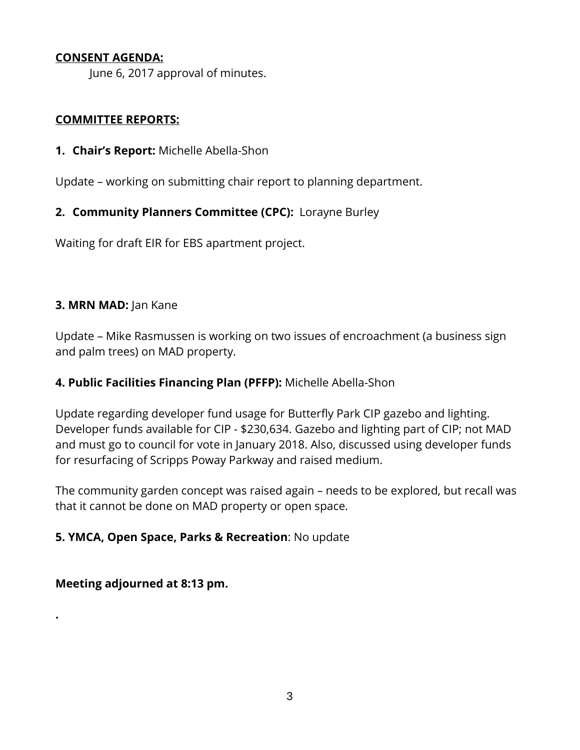**CONSENT AGENDA:**

June 6, 2017 approval of minutes.

**COMMITTEE REPORTS:**

**1. Chair's Report:** Michelle Abella-Shon

Update – working on submitting chair report to planning department.

**2. Community Planners Committee (CPC):** Lorayne Burley

Waiting for draft EIR for EBS apartment project.

**3. MRN MAD:** Jan Kane

Update – Mike Rasmussen is working on two issues of encroachment (a business sign and palm trees) on MAD property.

**4. Public Facilities Financing Plan (PFFP):** Michelle Abella-Shon

Update regarding developer fund usage for Butterfly Park CIP gazebo and lighting. Developer funds available for CIP - $230,634. Gazebo and lighting part of CIP; not MAD and must go to council for vote in January 2018. Also, discussed using developer funds for resurfacing of Scripps Poway Parkway and raised medium.

The community garden concept was raised again – needs to be explored, but recall was that it cannot be done on MAD property or open space.

**5. YMCA, Open Space, Parks & Recreation**: No update

**Meeting adjourned at 8:13 pm.**

.